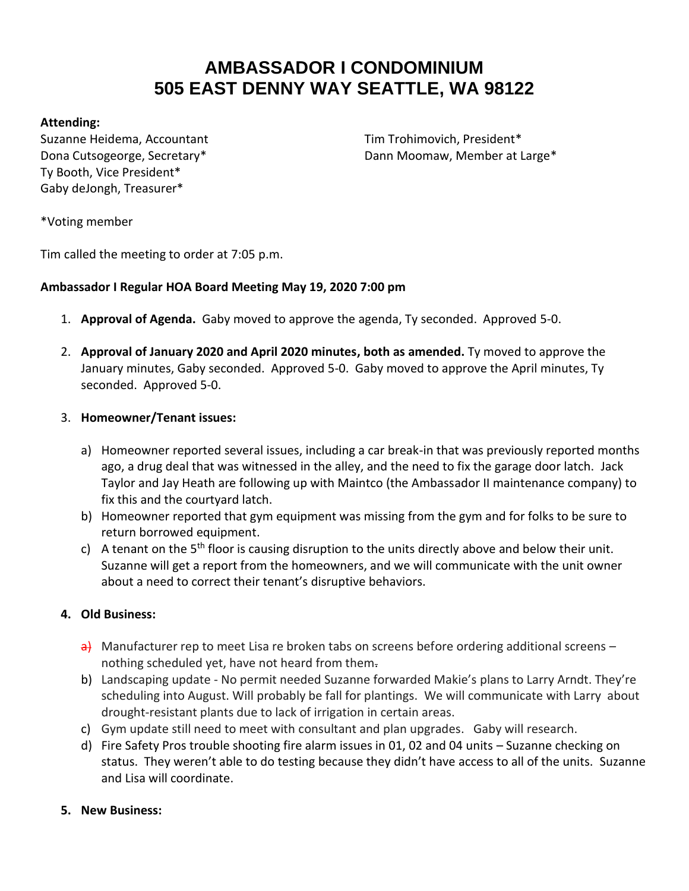# AMBASSADOR I CONDOMINIUM
# 505 EAST DENNY WAY SEATTLE, WA 98122

**Attending:**

Suzanne Heidema, Accountant
Dona Cutsogeorge, Secretary*
Ty Booth, Vice President*
Gaby deJongh, Treasurer*
Tim Trohimovich, President*
Dann Moomaw, Member at Large*

*Voting member

Tim called the meeting to order at 7:05 p.m.

**Ambassador I Regular HOA Board Meeting May 19, 2020 7:00 pm**

1. **Approval of Agenda.** Gaby moved to approve the agenda, Ty seconded. Approved 5-0.

2. **Approval of January 2020 and April 2020 minutes, both as amended.** Ty moved to approve the January minutes, Gaby seconded. Approved 5-0. Gaby moved to approve the April minutes, Ty seconded. Approved 5-0.

3. **Homeowner/Tenant issues:**

   a) Homeowner reported several issues, including a car break-in that was previously reported months ago, a drug deal that was witnessed in the alley, and the need to fix the garage door latch. Jack Taylor and Jay Heath are following up with Maintco (the Ambassador II maintenance company) to fix this and the courtyard latch.

   b) Homeowner reported that gym equipment was missing from the gym and for folks to be sure to return borrowed equipment.

   c) A tenant on the 5th floor is causing disruption to the units directly above and below their unit. Suzanne will get a report from the homeowners, and we will communicate with the unit owner about a need to correct their tenant's disruptive behaviors.

4. **Old Business:**

   a) Manufacturer rep to meet Lisa re broken tabs on screens before ordering additional screens – nothing scheduled yet, have not heard from them.

   b) Landscaping update - No permit needed Suzanne forwarded Makie's plans to Larry Arndt. They're scheduling into August. Will probably be fall for plantings. We will communicate with Larry about drought-resistant plants due to lack of irrigation in certain areas.

   c) Gym update still need to meet with consultant and plan upgrades. Gaby will research.

   d) Fire Safety Pros trouble shooting fire alarm issues in 01, 02 and 04 units – Suzanne checking on status. They weren't able to do testing because they didn't have access to all of the units. Suzanne and Lisa will coordinate.

5. **New Business:**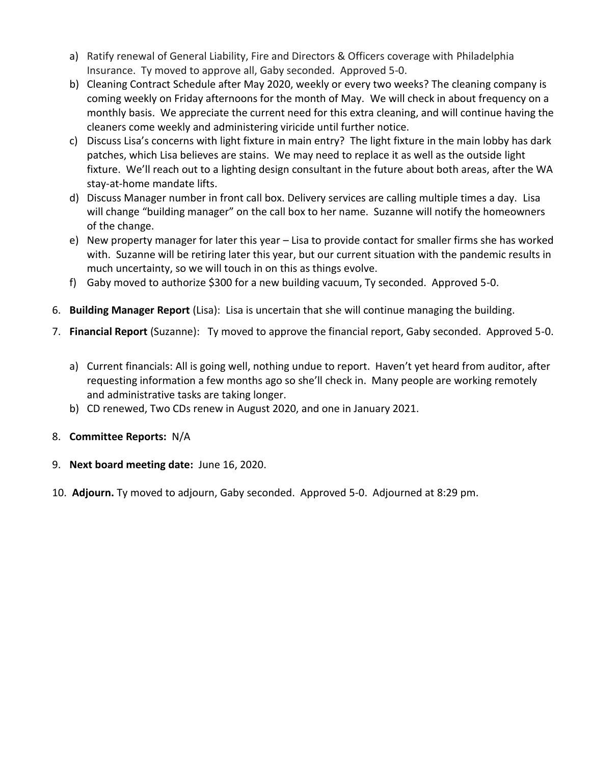a) Ratify renewal of General Liability, Fire and Directors & Officers coverage with Philadelphia Insurance. Ty moved to approve all, Gaby seconded. Approved 5-0.
b) Cleaning Contract Schedule after May 2020, weekly or every two weeks? The cleaning company is coming weekly on Friday afternoons for the month of May. We will check in about frequency on a monthly basis. We appreciate the current need for this extra cleaning, and will continue having the cleaners come weekly and administering viricide until further notice.
c) Discuss Lisa's concerns with light fixture in main entry? The light fixture in the main lobby has dark patches, which Lisa believes are stains. We may need to replace it as well as the outside light fixture. We'll reach out to a lighting design consultant in the future about both areas, after the WA stay-at-home mandate lifts.
d) Discuss Manager number in front call box. Delivery services are calling multiple times a day. Lisa will change "building manager" on the call box to her name. Suzanne will notify the homeowners of the change.
e) New property manager for later this year – Lisa to provide contact for smaller firms she has worked with. Suzanne will be retiring later this year, but our current situation with the pandemic results in much uncertainty, so we will touch in on this as things evolve.
f) Gaby moved to authorize $300 for a new building vacuum, Ty seconded. Approved 5-0.

6. **Building Manager Report** (Lisa): Lisa is uncertain that she will continue managing the building.
7. **Financial Report** (Suzanne): Ty moved to approve the financial report, Gaby seconded. Approved 5-0.

   a) Current financials: All is going well, nothing undue to report. Haven't yet heard from auditor, after requesting information a few months ago so she'll check in. Many people are working remotely and administrative tasks are taking longer.
   b) CD renewed, Two CDs renew in August 2020, and one in January 2021.

8. **Committee Reports:** N/A
9. **Next board meeting date:** June 16, 2020.
10. **Adjourn.** Ty moved to adjourn, Gaby seconded. Approved 5-0. Adjourned at 8:29 pm.